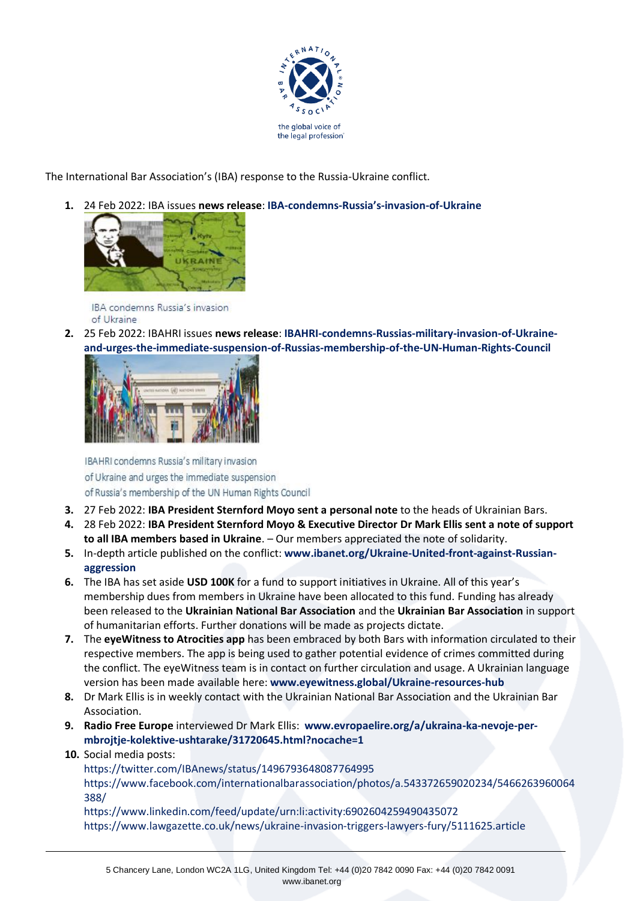The International Bar Association's (IBA) response to the Russia-Ukraine conflict.

1. 24 Feb 2022: IBA issues **news release**: **IBA-condemns-Russia's-invasion-of-Ukraine**

   IBA condemns Russia's invasion of Ukraine

2. 25 Feb 2022: IBAHRI issues **news release**: **IBAHRI-condemns-Russias-military-invasion-of-Ukraine-and-urges-the-immediate-suspension-of-Russias-membership-of-the-UN-Human-Rights-Council**

   IBAHRI condemns Russia's military invasion of Ukraine and urges the immediate suspension of Russia's membership of the UN Human Rights Council

3. 27 Feb 2022: **IBA President Sternford Moyo sent a personal note** to the heads of Ukrainian Bars.
4. 28 Feb 2022: **IBA President Sternford Moyo & Executive Director Dr Mark Ellis sent a note of support to all IBA members based in Ukraine**. – Our members appreciated the note of solidarity.
5. In-depth article published on the conflict: **www.ibanet.org/Ukraine-United-front-against-Russian-aggression**
6. The IBA has set aside **USD 100K** for a fund to support initiatives in Ukraine. All of this year's membership dues from members in Ukraine have been allocated to this fund. Funding has already been released to the **Ukrainian National Bar Association** and the **Ukrainian Bar Association** in support of humanitarian efforts. Further donations will be made as projects dictate.
7. The **eyeWitness to Atrocities app** has been embraced by both Bars with information circulated to their respective members. The app is being used to gather potential evidence of crimes committed during the conflict. The eyeWitness team is in contact on further circulation and usage. A Ukrainian language version has been made available here: **www.eyewitness.global/Ukraine-resources-hub**
8. Dr Mark Ellis is in weekly contact with the Ukrainian National Bar Association and the Ukrainian Bar Association.
9. **Radio Free Europe** interviewed Dr Mark Ellis: **www.evropaelire.org/a/ukraina-ka-nevoje-per-mbrojtje-kolektive-ushtarake/31720645.html?nocache=1**
10. Social media posts:
    https://twitter.com/IBAnews/status/1496793648087764995
    https://www.facebook.com/internationalbarassociation/photos/a.543372659020234/5466263960064388/
    https://www.linkedin.com/feed/update/urn:li:activity:6902604259490435072
    https://www.lawgazette.co.uk/news/ukraine-invasion-triggers-lawyers-fury/5111625.article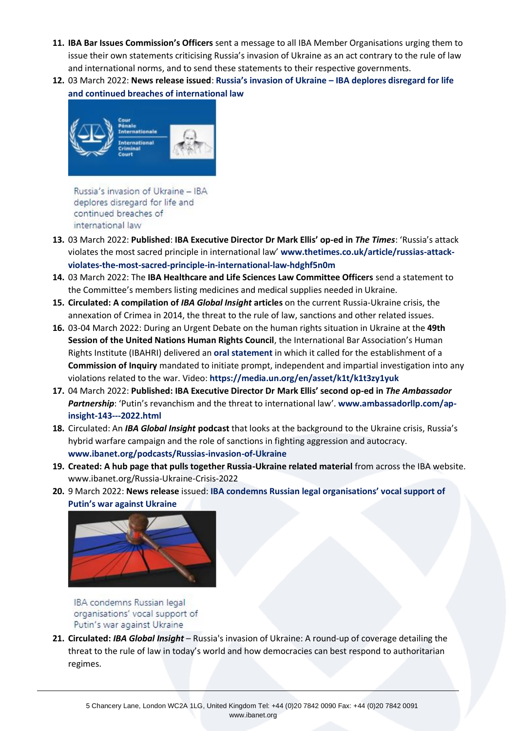11. **IBA Bar Issues Commission's Officers** sent a message to all IBA Member Organisations urging them to issue their own statements criticising Russia's invasion of Ukraine as an act contrary to the rule of law and international norms, and to send these statements to their respective governments.
12. 03 March 2022: **News release issued**: **Russia's invasion of Ukraine – IBA deplores disregard for life and continued breaches of international law**

    Russia's invasion of Ukraine – IBA deplores disregard for life and continued breaches of international law

13. 03 March 2022: **Published**: **IBA Executive Director Dr Mark Ellis' op-ed in *The Times***: 'Russia's attack violates the most sacred principle in international law' **www.thetimes.co.uk/article/russias-attack-violates-the-most-sacred-principle-in-international-law-hdghf5n0m**
14. 03 March 2022: The **IBA Healthcare and Life Sciences Law Committee Officers** send a statement to the Committee's members listing medicines and medical supplies needed in Ukraine.
15. **Circulated: A compilation of *IBA Global Insight* articles** on the current Russia-Ukraine crisis, the annexation of Crimea in 2014, the threat to the rule of law, sanctions and other related issues.
16. 03-04 March 2022: During an Urgent Debate on the human rights situation in Ukraine at the **49th Session of the United Nations Human Rights Council**, the International Bar Association's Human Rights Institute (IBAHRI) delivered an **oral statement** in which it called for the establishment of a **Commission of Inquiry** mandated to initiate prompt, independent and impartial investigation into any violations related to the war. Video: **https://media.un.org/en/asset/k1t/k1t3zy1yuk**
17. 04 March 2022: **Published: IBA Executive Director Dr Mark Ellis' second op-ed in *The Ambassador Partnership***: 'Putin's revanchism and the threat to international law'. **www.ambassadorllp.com/ap-insight-143---2022.html**
18. Circulated: An ***IBA Global Insight* podcast** that looks at the background to the Ukraine crisis, Russia's hybrid warfare campaign and the role of sanctions in fighting aggression and autocracy. **www.ibanet.org/podcasts/Russias-invasion-of-Ukraine**
19. **Created: A hub page that pulls together Russia-Ukraine related material** from across the IBA website. www.ibanet.org/Russia-Ukraine-Crisis-2022
20. 9 March 2022: **News release** issued: **IBA condemns Russian legal organisations' vocal support of Putin's war against Ukraine**

    IBA condemns Russian legal organisations' vocal support of Putin's war against Ukraine

21. **Circulated: *IBA Global Insight*** – Russia's invasion of Ukraine: A round-up of coverage detailing the threat to the rule of law in today's world and how democracies can best respond to authoritarian regimes.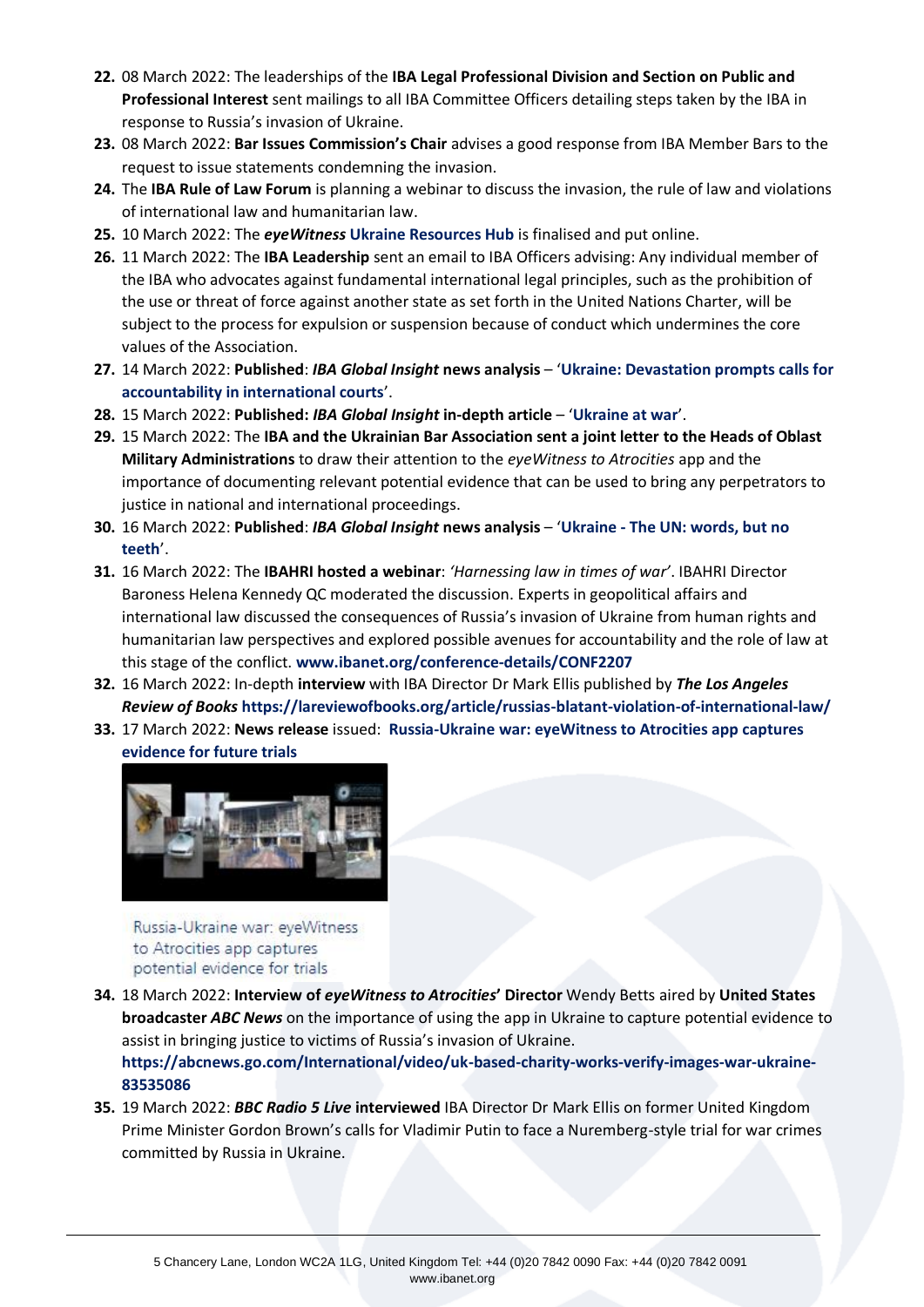22. 08 March 2022: The leaderships of the **IBA Legal Professional Division and Section on Public and Professional Interest** sent mailings to all IBA Committee Officers detailing steps taken by the IBA in response to Russia's invasion of Ukraine.
23. 08 March 2022: **Bar Issues Commission's Chair** advises a good response from IBA Member Bars to the request to issue statements condemning the invasion.
24. The **IBA Rule of Law Forum** is planning a webinar to discuss the invasion, the rule of law and violations of international law and humanitarian law.
25. 10 March 2022: The ***eyeWitness* Ukraine Resources Hub** is finalised and put online.
26. 11 March 2022: The **IBA Leadership** sent an email to IBA Officers advising: Any individual member of the IBA who advocates against fundamental international legal principles, such as the prohibition of the use or threat of force against another state as set forth in the United Nations Charter, will be subject to the process for expulsion or suspension because of conduct which undermines the core values of the Association.
27. 14 March 2022: **Published**: ***IBA Global Insight* news analysis** – '**Ukraine: Devastation prompts calls for accountability in international courts**'.
28. 15 March 2022: **Published: *IBA Global Insight* in-depth article** – '**Ukraine at war**'.
29. 15 March 2022: The **IBA and the Ukrainian Bar Association sent a joint letter to the Heads of Oblast Military Administrations** to draw their attention to the *eyeWitness to Atrocities* app and the importance of documenting relevant potential evidence that can be used to bring any perpetrators to justice in national and international proceedings.
30. 16 March 2022: **Published**: ***IBA Global Insight* news analysis** – '**Ukraine - The UN: words, but no teeth**'.
31. 16 March 2022: The **IBAHRI hosted a webinar**: *'Harnessing law in times of war'*. IBAHRI Director Baroness Helena Kennedy QC moderated the discussion. Experts in geopolitical affairs and international law discussed the consequences of Russia's invasion of Ukraine from human rights and humanitarian law perspectives and explored possible avenues for accountability and the role of law at this stage of the conflict. **www.ibanet.org/conference-details/CONF2207**
32. 16 March 2022: In-depth **interview** with IBA Director Dr Mark Ellis published by ***The Los Angeles Review of Books*** **https://lareviewofbooks.org/article/russias-blatant-violation-of-international-law/**
33. 17 March 2022: **News release** issued: **Russia-Ukraine war: eyeWitness to Atrocities app captures evidence for future trials**

    Russia-Ukraine war: eyeWitness to Atrocities app captures potential evidence for trials

34. 18 March 2022: **Interview of *eyeWitness to Atrocities*' Director** Wendy Betts aired by **United States broadcaster *ABC News*** on the importance of using the app in Ukraine to capture potential evidence to assist in bringing justice to victims of Russia's invasion of Ukraine. **https://abcnews.go.com/International/video/uk-based-charity-works-verify-images-war-ukraine-83535086**
35. 19 March 2022: ***BBC Radio 5 Live*** **interviewed** IBA Director Dr Mark Ellis on former United Kingdom Prime Minister Gordon Brown's calls for Vladimir Putin to face a Nuremberg-style trial for war crimes committed by Russia in Ukraine.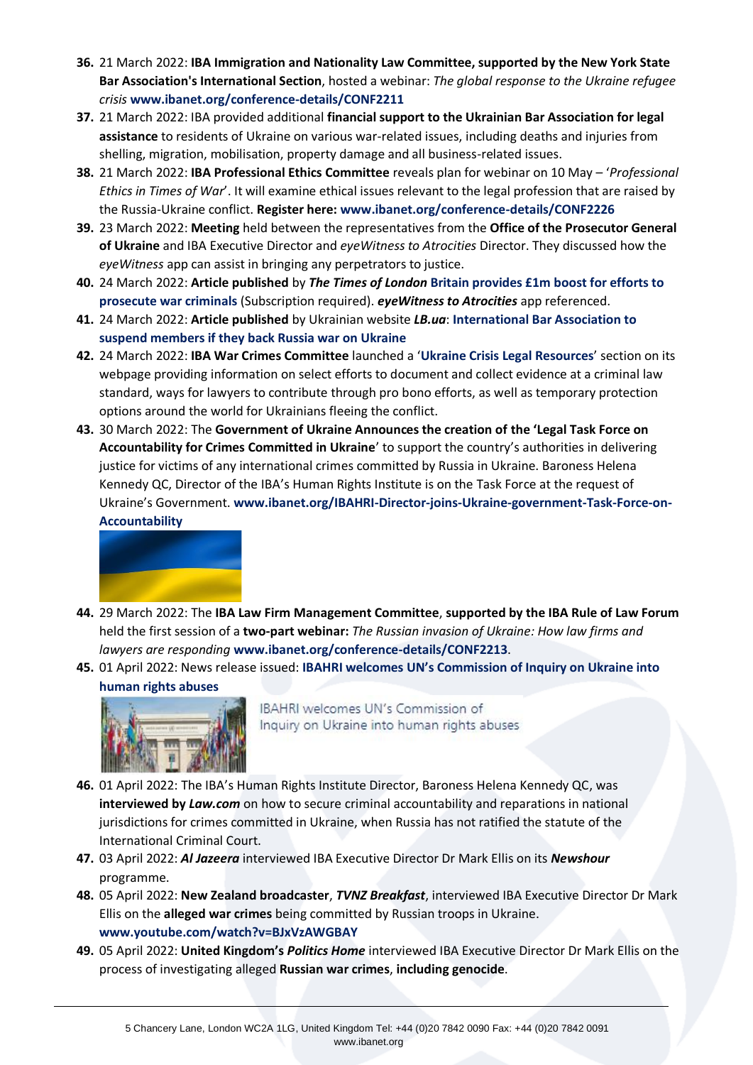36. 21 March 2022: **IBA Immigration and Nationality Law Committee, supported by the New York State Bar Association's International Section**, hosted a webinar: *The global response to the Ukraine refugee crisis* **www.ibanet.org/conference-details/CONF2211**
37. 21 March 2022: IBA provided additional **financial support to the Ukrainian Bar Association for legal assistance** to residents of Ukraine on various war-related issues, including deaths and injuries from shelling, migration, mobilisation, property damage and all business-related issues.
38. 21 March 2022: **IBA Professional Ethics Committee** reveals plan for webinar on 10 May – '*Professional Ethics in Times of War*'. It will examine ethical issues relevant to the legal profession that are raised by the Russia-Ukraine conflict. **Register here: www.ibanet.org/conference-details/CONF2226**
39. 23 March 2022: **Meeting** held between the representatives from the **Office of the Prosecutor General of Ukraine** and IBA Executive Director and *eyeWitness to Atrocities* Director. They discussed how the *eyeWitness* app can assist in bringing any perpetrators to justice.
40. 24 March 2022: **Article published** by ***The Times of London*** **Britain provides £1m boost for efforts to prosecute war criminals** (Subscription required). ***eyeWitness to Atrocities*** app referenced.
41. 24 March 2022: **Article published** by Ukrainian website ***LB.ua***: **International Bar Association to suspend members if they back Russia war on Ukraine**
42. 24 March 2022: **IBA War Crimes Committee** launched a '**Ukraine Crisis Legal Resources**' section on its webpage providing information on select efforts to document and collect evidence at a criminal law standard, ways for lawyers to contribute through pro bono efforts, as well as temporary protection options around the world for Ukrainians fleeing the conflict.
43. 30 March 2022: The **Government of Ukraine Announces the creation of the 'Legal Task Force on Accountability for Crimes Committed in Ukraine**' to support the country's authorities in delivering justice for victims of any international crimes committed by Russia in Ukraine. Baroness Helena Kennedy QC, Director of the IBA's Human Rights Institute is on the Task Force at the request of Ukraine's Government. **www.ibanet.org/IBAHRI-Director-joins-Ukraine-government-Task-Force-on-Accountability**
44. 29 March 2022: The **IBA Law Firm Management Committee**, **supported by the IBA Rule of Law Forum** held the first session of a **two-part webinar:** *The Russian invasion of Ukraine: How law firms and lawyers are responding* **www.ibanet.org/conference-details/CONF2213**.
45. 01 April 2022: News release issued: **IBAHRI welcomes UN's Commission of Inquiry on Ukraine into human rights abuses**

    IBAHRI welcomes UN's Commission of Inquiry on Ukraine into human rights abuses
46. 01 April 2022: The IBA's Human Rights Institute Director, Baroness Helena Kennedy QC, was **interviewed by *Law.com*** on how to secure criminal accountability and reparations in national jurisdictions for crimes committed in Ukraine, when Russia has not ratified the statute of the International Criminal Court.
47. 03 April 2022: ***Al Jazeera*** interviewed IBA Executive Director Dr Mark Ellis on its ***Newshour*** programme.
48. 05 April 2022: **New Zealand broadcaster**, ***TVNZ Breakfast***, interviewed IBA Executive Director Dr Mark Ellis on the **alleged war crimes** being committed by Russian troops in Ukraine. **www.youtube.com/watch?v=BJxVzAWGBAY**
49. 05 April 2022: **United Kingdom's *Politics Home*** interviewed IBA Executive Director Dr Mark Ellis on the process of investigating alleged **Russian war crimes**, **including genocide**.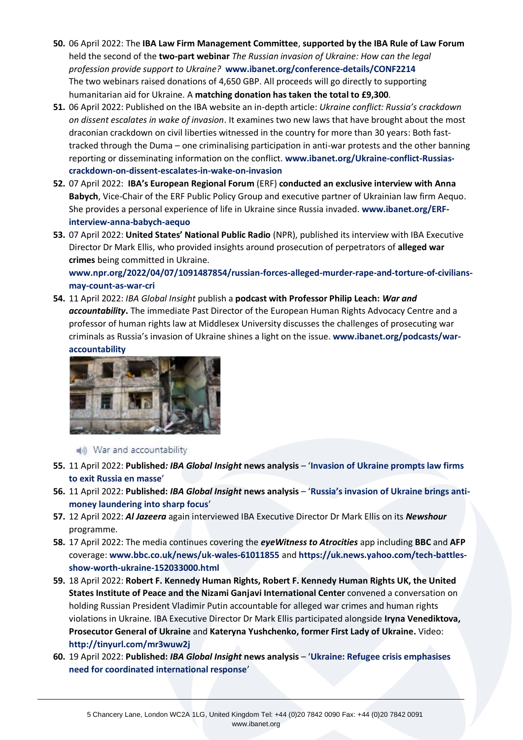50. 06 April 2022: The **IBA Law Firm Management Committee**, **supported by the IBA Rule of Law Forum** held the second of the **two-part webinar** *The Russian invasion of Ukraine: How can the legal profession provide support to Ukraine?* **www.ibanet.org/conference-details/CONF2214** The two webinars raised donations of 4,650 GBP. All proceeds will go directly to supporting humanitarian aid for Ukraine. A **matching donation has taken the total to £9,300**.
51. 06 April 2022: Published on the IBA website an in-depth article: *Ukraine conflict: Russia's crackdown on dissent escalates in wake of invasion*. It examines two new laws that have brought about the most draconian crackdown on civil liberties witnessed in the country for more than 30 years: Both fast-tracked through the Duma – one criminalising participation in anti-war protests and the other banning reporting or disseminating information on the conflict. **www.ibanet.org/Ukraine-conflict-Russias-crackdown-on-dissent-escalates-in-wake-on-invasion**
52. 07 April 2022: **IBA's European Regional Forum** (ERF) **conducted an exclusive interview with Anna Babych**, Vice-Chair of the ERF Public Policy Group and executive partner of Ukrainian law firm Aequo. She provides a personal experience of life in Ukraine since Russia invaded. **www.ibanet.org/ERF-interview-anna-babych-aequo**
53. 07 April 2022: **United States' National Public Radio** (NPR), published its interview with IBA Executive Director Dr Mark Ellis, who provided insights around prosecution of perpetrators of **alleged war crimes** being committed in Ukraine. **www.npr.org/2022/04/07/1091487854/russian-forces-alleged-murder-rape-and-torture-of-civilians-may-count-as-war-cri**
54. 11 April 2022: *IBA Global Insight* publish a **podcast with Professor Philip Leach: *War and accountability***. The immediate Past Director of the European Human Rights Advocacy Centre and a professor of human rights law at Middlesex University discusses the challenges of prosecuting war criminals as Russia's invasion of Ukraine shines a light on the issue. **www.ibanet.org/podcasts/war-accountability**

   War and accountability

55. 11 April 2022: **Published*:* *IBA Global Insight* news analysis** – '**Invasion of Ukraine prompts law firms to exit Russia en masse**'
56. 11 April 2022: **Published: *IBA Global Insight* news analysis** – '**Russia's invasion of Ukraine brings anti-money laundering into sharp focus**'
57. 12 April 2022: ***Al Jazeera*** again interviewed IBA Executive Director Dr Mark Ellis on its ***Newshour*** programme.
58. 17 April 2022: The media continues covering the ***eyeWitness to Atrocities*** app including **BBC** and **AFP** coverage: **www.bbc.co.uk/news/uk-wales-61011855** and **https://uk.news.yahoo.com/tech-battles-show-worth-ukraine-152033000.html**
59. 18 April 2022: **Robert F. Kennedy Human Rights, Robert F. Kennedy Human Rights UK, the United States Institute of Peace and the Nizami Ganjavi International Center** convened a conversation on holding Russian President Vladimir Putin accountable for alleged war crimes and human rights violations in Ukraine. IBA Executive Director Dr Mark Ellis participated alongside **Iryna Venediktova, Prosecutor General of Ukraine** and **Kateryna Yushchenko, former First Lady of Ukraine.** Video: **http://tinyurl.com/mr3wuw2j**
60. 19 April 2022: **Published: *IBA Global Insight* news analysis** – '**Ukraine: Refugee crisis emphasises need for coordinated international response**'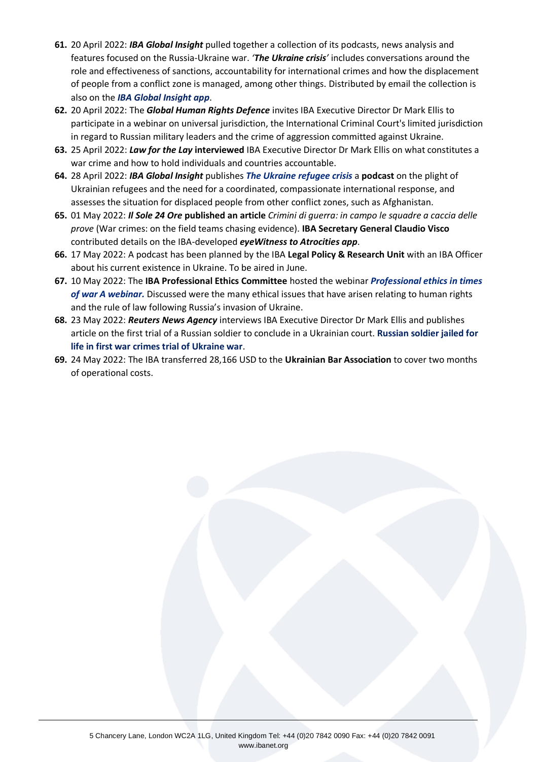61. 20 April 2022: ***IBA Global Insight*** pulled together a collection of its podcasts, news analysis and features focused on the Russia-Ukraine war. *'**The Ukraine crisis**'* includes conversations around the role and effectiveness of sanctions, accountability for international crimes and how the displacement of people from a conflict zone is managed, among other things. Distributed by email the collection is also on the ***IBA Global Insight app***.
62. 20 April 2022: The ***Global Human Rights Defence*** invites IBA Executive Director Dr Mark Ellis to participate in a webinar on universal jurisdiction, the International Criminal Court's limited jurisdiction in regard to Russian military leaders and the crime of aggression committed against Ukraine.
63. 25 April 2022: ***Law for the Lay*** **interviewed** IBA Executive Director Dr Mark Ellis on what constitutes a war crime and how to hold individuals and countries accountable.
64. 28 April 2022: ***IBA Global Insight*** publishes ***The Ukraine refugee crisis*** a **podcast** on the plight of Ukrainian refugees and the need for a coordinated, compassionate international response, and assesses the situation for displaced people from other conflict zones, such as Afghanistan.
65. 01 May 2022: ***Il Sole 24 Ore*** **published an article** *Crimini di guerra: in campo le squadre a caccia delle prove* (War crimes: on the field teams chasing evidence). **IBA Secretary General Claudio Visco** contributed details on the IBA-developed ***eyeWitness to Atrocities app***.
66. 17 May 2022: A podcast has been planned by the IBA **Legal Policy & Research Unit** with an IBA Officer about his current existence in Ukraine. To be aired in June.
67. 10 May 2022: The **IBA Professional Ethics Committee** hosted the webinar ***Professional ethics in times of war A webinar.*** Discussed were the many ethical issues that have arisen relating to human rights and the rule of law following Russia's invasion of Ukraine.
68. 23 May 2022: ***Reuters News Agency*** interviews IBA Executive Director Dr Mark Ellis and publishes article on the first trial of a Russian soldier to conclude in a Ukrainian court. **Russian soldier jailed for life in first war crimes trial of Ukraine war**.
69. 24 May 2022: The IBA transferred 28,166 USD to the **Ukrainian Bar Association** to cover two months of operational costs.